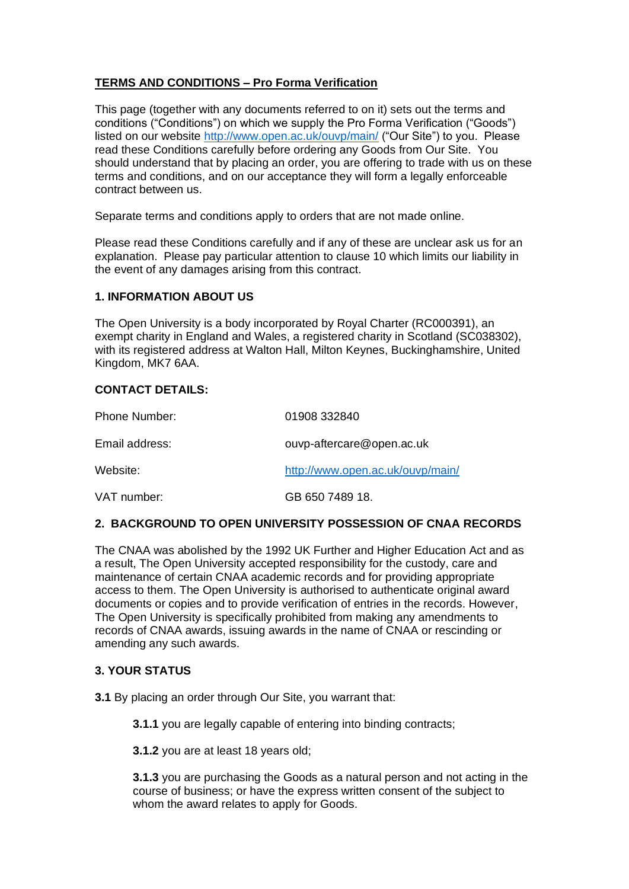## TERMS AND CONDITIONS – Pro Forma Verification

This page (together with any documents referred to on it) sets out the terms and conditions ("Conditions") on which we supply the Pro Forma Verification ("Goods") listed on our website http://www.open.ac.uk/ouvp/main/ ("Our Site") to you. Please read these Conditions carefully before ordering any Goods from Our Site. You should understand that by placing an order, you are offering to trade with us on these terms and conditions, and on our acceptance they will form a legally enforceable contract between us.

Separate terms and conditions apply to orders that are not made online.

Please read these Conditions carefully and if any of these are unclear ask us for an explanation. Please pay particular attention to clause 10 which limits our liability in the event of any damages arising from this contract.

### 1. INFORMATION ABOUT US

The Open University is a body incorporated by Royal Charter (RC000391), an exempt charity in England and Wales, a registered charity in Scotland (SC038302), with its registered address at Walton Hall, Milton Keynes, Buckinghamshire, United Kingdom, MK7 6AA.

### CONTACT DETAILS:

| | |
|---|---|
| Phone Number: | 01908 332840 |
| Email address: | ouvp-aftercare@open.ac.uk |
| Website: | http://www.open.ac.uk/ouvp/main/ |
| VAT number: | GB 650 7489 18. |

### 2. BACKGROUND TO OPEN UNIVERSITY POSSESSION OF CNAA RECORDS

The CNAA was abolished by the 1992 UK Further and Higher Education Act and as a result, The Open University accepted responsibility for the custody, care and maintenance of certain CNAA academic records and for providing appropriate access to them. The Open University is authorised to authenticate original award documents or copies and to provide verification of entries in the records. However, The Open University is specifically prohibited from making any amendments to records of CNAA awards, issuing awards in the name of CNAA or rescinding or amending any such awards.

### 3. YOUR STATUS

**3.1** By placing an order through Our Site, you warrant that:

**3.1.1** you are legally capable of entering into binding contracts;

**3.1.2** you are at least 18 years old;

**3.1.3** you are purchasing the Goods as a natural person and not acting in the course of business; or have the express written consent of the subject to whom the award relates to apply for Goods.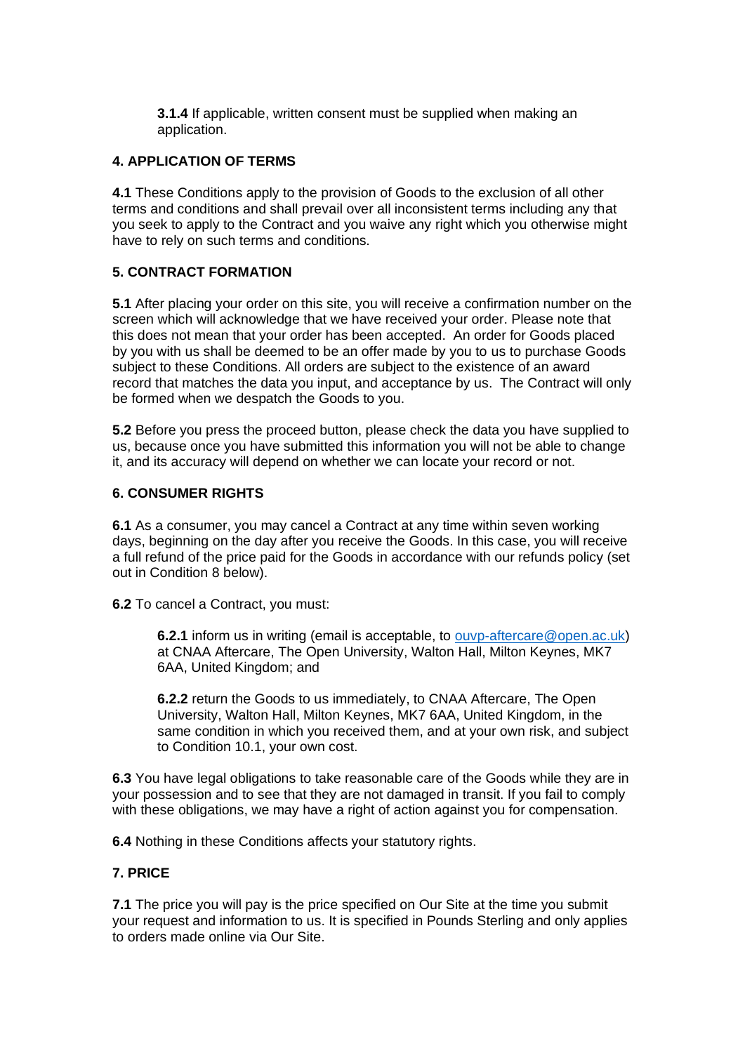**3.1.4** If applicable, written consent must be supplied when making an application.

**4. APPLICATION OF TERMS**

**4.1** These Conditions apply to the provision of Goods to the exclusion of all other terms and conditions and shall prevail over all inconsistent terms including any that you seek to apply to the Contract and you waive any right which you otherwise might have to rely on such terms and conditions.

**5. CONTRACT FORMATION**

**5.1** After placing your order on this site, you will receive a confirmation number on the screen which will acknowledge that we have received your order. Please note that this does not mean that your order has been accepted. An order for Goods placed by you with us shall be deemed to be an offer made by you to us to purchase Goods subject to these Conditions. All orders are subject to the existence of an award record that matches the data you input, and acceptance by us. The Contract will only be formed when we despatch the Goods to you.

**5.2** Before you press the proceed button, please check the data you have supplied to us, because once you have submitted this information you will not be able to change it, and its accuracy will depend on whether we can locate your record or not.

**6. CONSUMER RIGHTS**

**6.1** As a consumer, you may cancel a Contract at any time within seven working days, beginning on the day after you receive the Goods. In this case, you will receive a full refund of the price paid for the Goods in accordance with our refunds policy (set out in Condition 8 below).

**6.2** To cancel a Contract, you must:

**6.2.1** inform us in writing (email is acceptable, to ouvp-aftercare@open.ac.uk) at CNAA Aftercare, The Open University, Walton Hall, Milton Keynes, MK7 6AA, United Kingdom; and

**6.2.2** return the Goods to us immediately, to CNAA Aftercare, The Open University, Walton Hall, Milton Keynes, MK7 6AA, United Kingdom, in the same condition in which you received them, and at your own risk, and subject to Condition 10.1, your own cost.

**6.3** You have legal obligations to take reasonable care of the Goods while they are in your possession and to see that they are not damaged in transit. If you fail to comply with these obligations, we may have a right of action against you for compensation.

**6.4** Nothing in these Conditions affects your statutory rights.

**7. PRICE**

**7.1** The price you will pay is the price specified on Our Site at the time you submit your request and information to us. It is specified in Pounds Sterling and only applies to orders made online via Our Site.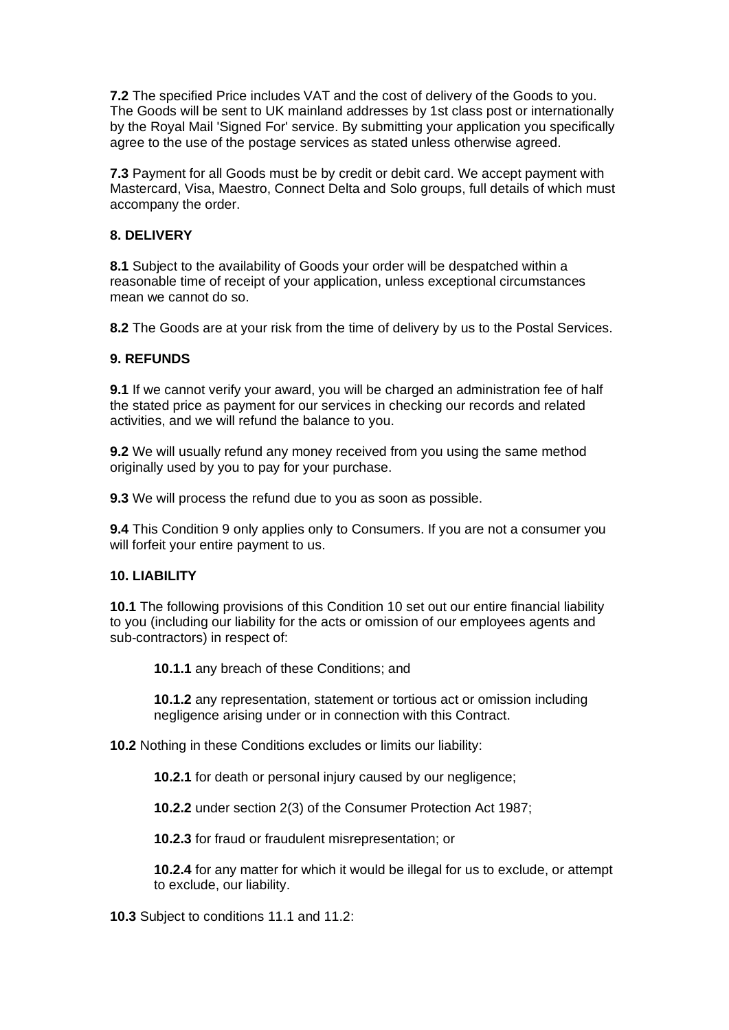**7.2** The specified Price includes VAT and the cost of delivery of the Goods to you. The Goods will be sent to UK mainland addresses by 1st class post or internationally by the Royal Mail 'Signed For' service. By submitting your application you specifically agree to the use of the postage services as stated unless otherwise agreed.

**7.3** Payment for all Goods must be by credit or debit card. We accept payment with Mastercard, Visa, Maestro, Connect Delta and Solo groups, full details of which must accompany the order.

**8. DELIVERY**

**8.1** Subject to the availability of Goods your order will be despatched within a reasonable time of receipt of your application, unless exceptional circumstances mean we cannot do so.

**8.2** The Goods are at your risk from the time of delivery by us to the Postal Services.

**9. REFUNDS**

**9.1** If we cannot verify your award, you will be charged an administration fee of half the stated price as payment for our services in checking our records and related activities, and we will refund the balance to you.

**9.2** We will usually refund any money received from you using the same method originally used by you to pay for your purchase.

**9.3** We will process the refund due to you as soon as possible.

**9.4** This Condition 9 only applies only to Consumers. If you are not a consumer you will forfeit your entire payment to us.

**10. LIABILITY**

**10.1** The following provisions of this Condition 10 set out our entire financial liability to you (including our liability for the acts or omission of our employees agents and sub-contractors) in respect of:

> **10.1.1** any breach of these Conditions; and
>
> **10.1.2** any representation, statement or tortious act or omission including negligence arising under or in connection with this Contract.

**10.2** Nothing in these Conditions excludes or limits our liability:

> **10.2.1** for death or personal injury caused by our negligence;
>
> **10.2.2** under section 2(3) of the Consumer Protection Act 1987;
>
> **10.2.3** for fraud or fraudulent misrepresentation; or
>
> **10.2.4** for any matter for which it would be illegal for us to exclude, or attempt to exclude, our liability.

**10.3** Subject to conditions 11.1 and 11.2: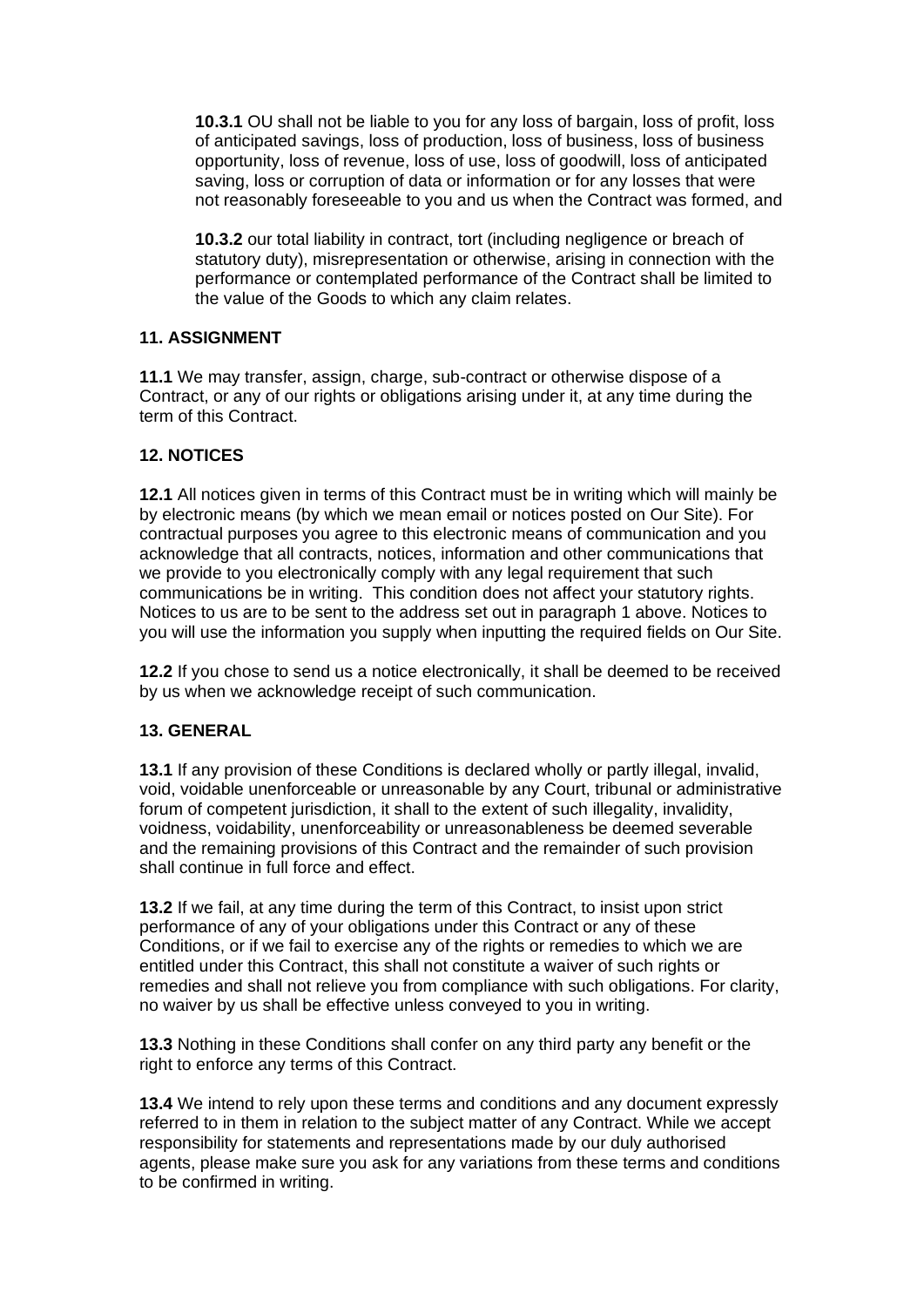**10.3.1** OU shall not be liable to you for any loss of bargain, loss of profit, loss of anticipated savings, loss of production, loss of business, loss of business opportunity, loss of revenue, loss of use, loss of goodwill, loss of anticipated saving, loss or corruption of data or information or for any losses that were not reasonably foreseeable to you and us when the Contract was formed, and

**10.3.2** our total liability in contract, tort (including negligence or breach of statutory duty), misrepresentation or otherwise, arising in connection with the performance or contemplated performance of the Contract shall be limited to the value of the Goods to which any claim relates.

## 11. ASSIGNMENT

**11.1** We may transfer, assign, charge, sub-contract or otherwise dispose of a Contract, or any of our rights or obligations arising under it, at any time during the term of this Contract.

## 12. NOTICES

**12.1** All notices given in terms of this Contract must be in writing which will mainly be by electronic means (by which we mean email or notices posted on Our Site). For contractual purposes you agree to this electronic means of communication and you acknowledge that all contracts, notices, information and other communications that we provide to you electronically comply with any legal requirement that such communications be in writing. This condition does not affect your statutory rights. Notices to us are to be sent to the address set out in paragraph 1 above. Notices to you will use the information you supply when inputting the required fields on Our Site.

**12.2** If you chose to send us a notice electronically, it shall be deemed to be received by us when we acknowledge receipt of such communication.

## 13. GENERAL

**13.1** If any provision of these Conditions is declared wholly or partly illegal, invalid, void, voidable unenforceable or unreasonable by any Court, tribunal or administrative forum of competent jurisdiction, it shall to the extent of such illegality, invalidity, voidness, voidability, unenforceability or unreasonableness be deemed severable and the remaining provisions of this Contract and the remainder of such provision shall continue in full force and effect.

**13.2** If we fail, at any time during the term of this Contract, to insist upon strict performance of any of your obligations under this Contract or any of these Conditions, or if we fail to exercise any of the rights or remedies to which we are entitled under this Contract, this shall not constitute a waiver of such rights or remedies and shall not relieve you from compliance with such obligations. For clarity, no waiver by us shall be effective unless conveyed to you in writing.

**13.3** Nothing in these Conditions shall confer on any third party any benefit or the right to enforce any terms of this Contract.

**13.4** We intend to rely upon these terms and conditions and any document expressly referred to in them in relation to the subject matter of any Contract. While we accept responsibility for statements and representations made by our duly authorised agents, please make sure you ask for any variations from these terms and conditions to be confirmed in writing.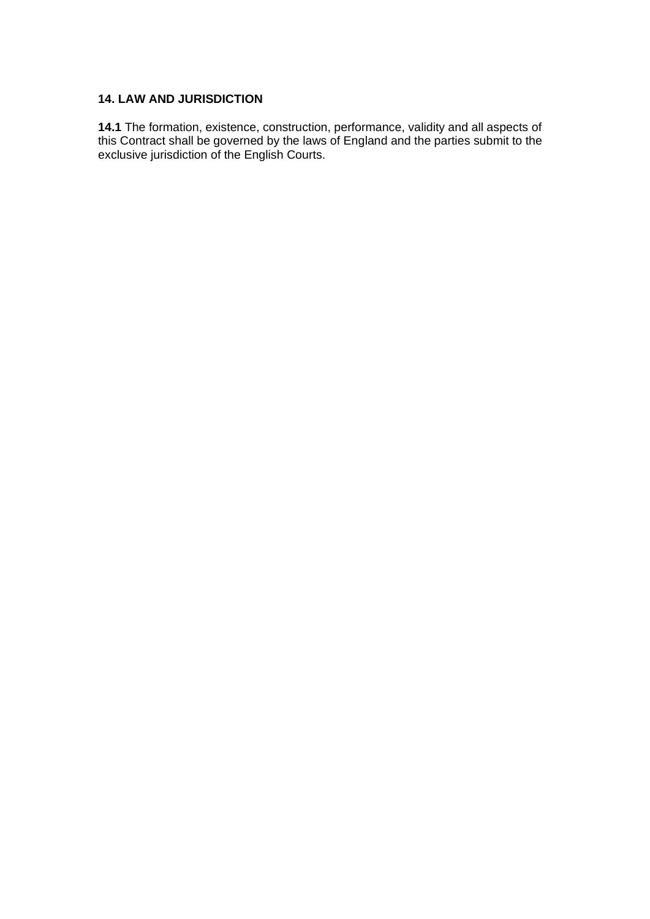## 14. LAW AND JURISDICTION

**14.1** The formation, existence, construction, performance, validity and all aspects of this Contract shall be governed by the laws of England and the parties submit to the exclusive jurisdiction of the English Courts.